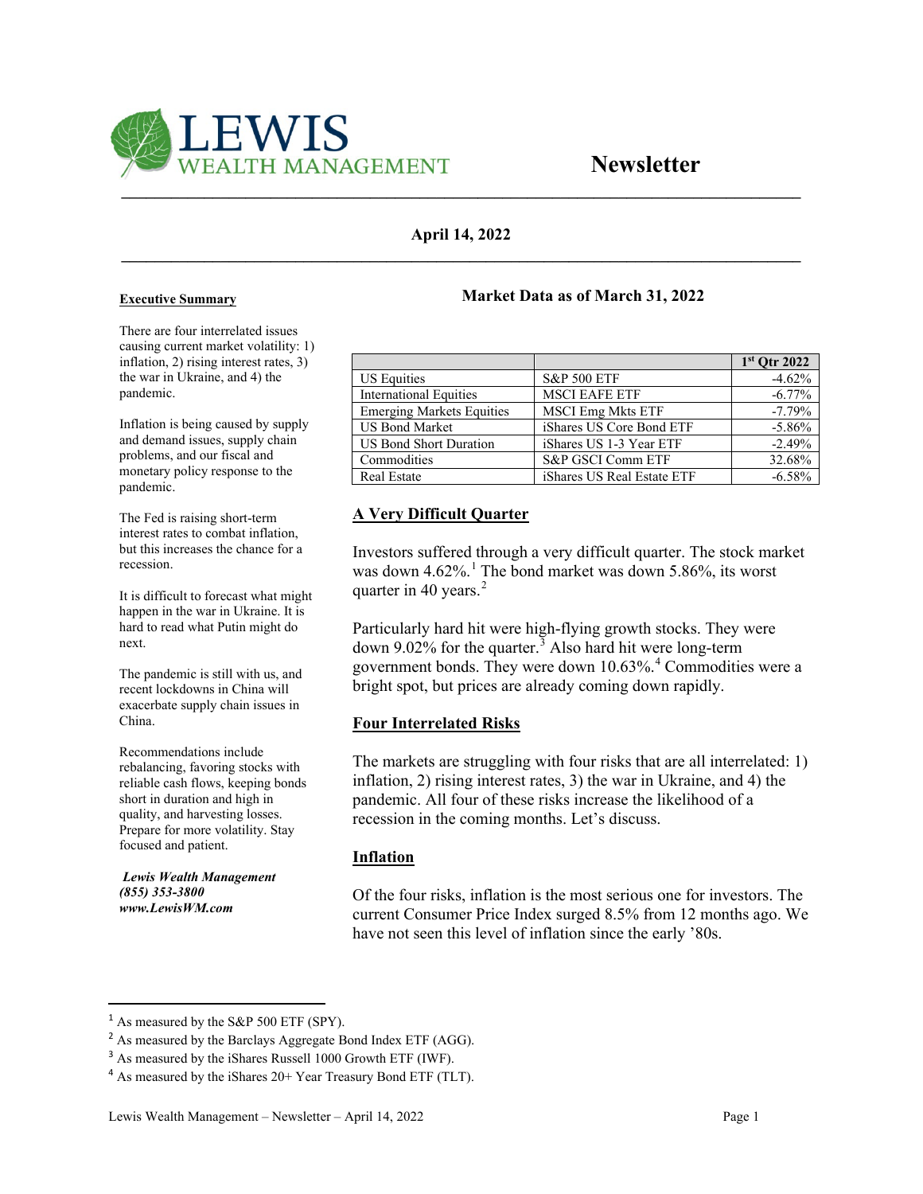# LEWIS WEALTH MANAGEMENT

# Newsletter

**April 14, 2022**

**Executive Summary**

There are four interrelated issues causing current market volatility: 1) inflation, 2) rising interest rates, 3) the war in Ukraine, and 4) the pandemic.

Inflation is being caused by supply and demand issues, supply chain problems, and our fiscal and monetary policy response to the pandemic.

The Fed is raising short-term interest rates to combat inflation, but this increases the chance for a recession.

It is difficult to forecast what might happen in the war in Ukraine. It is hard to read what Putin might do next.

The pandemic is still with us, and recent lockdowns in China will exacerbate supply chain issues in China.

Recommendations include rebalancing, favoring stocks with reliable cash flows, keeping bonds short in duration and high in quality, and harvesting losses. Prepare for more volatility. Stay focused and patient.

***Lewis Wealth Management***
***(855) 353-3800***
***www.LewisWM.com***

## Market Data as of March 31, 2022

| | | 1st Qtr 2022 |
|---|---|---|
| US Equities | S&P 500 ETF | -4.62% |
| International Equities | MSCI EAFE ETF | -6.77% |
| Emerging Markets Equities | MSCI Emg Mkts ETF | -7.79% |
| US Bond Market | iShares US Core Bond ETF | -5.86% |
| US Bond Short Duration | iShares US 1-3 Year ETF | -2.49% |
| Commodities | S&P GSCI Comm ETF | 32.68% |
| Real Estate | iShares US Real Estate ETF | -6.58% |

## A Very Difficult Quarter

Investors suffered through a very difficult quarter. The stock market was down 4.62%.[1] The bond market was down 5.86%, its worst quarter in 40 years.[2]

Particularly hard hit were high-flying growth stocks. They were down 9.02% for the quarter.[3] Also hard hit were long-term government bonds. They were down 10.63%.[4] Commodities were a bright spot, but prices are already coming down rapidly.

## Four Interrelated Risks

The markets are struggling with four risks that are all interrelated: 1) inflation, 2) rising interest rates, 3) the war in Ukraine, and 4) the pandemic. All four of these risks increase the likelihood of a recession in the coming months. Let's discuss.

## Inflation

Of the four risks, inflation is the most serious one for investors. The current Consumer Price Index surged 8.5% from 12 months ago. We have not seen this level of inflation since the early '80s.

---

[1] As measured by the S&P 500 ETF (SPY).
[2] As measured by the Barclays Aggregate Bond Index ETF (AGG).
[3] As measured by the iShares Russell 1000 Growth ETF (IWF).
[4] As measured by the iShares 20+ Year Treasury Bond ETF (TLT).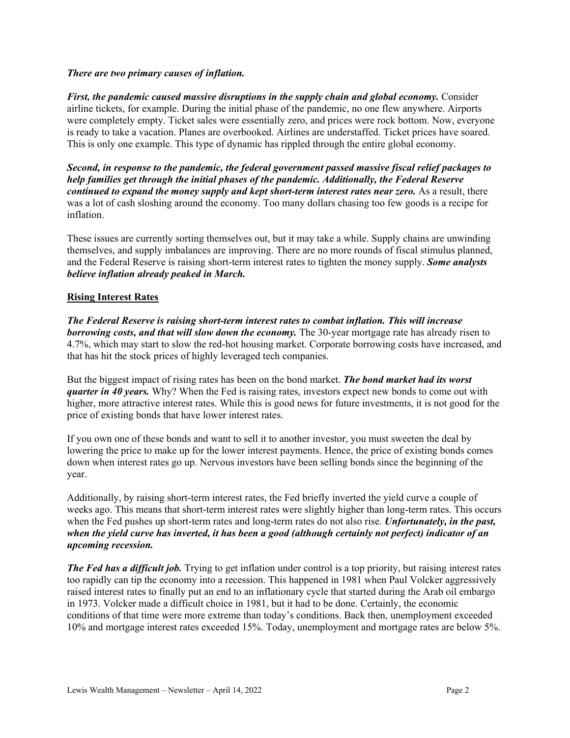***There are two primary causes of inflation.***

***First, the pandemic caused massive disruptions in the supply chain and global economy.*** Consider airline tickets, for example. During the initial phase of the pandemic, no one flew anywhere. Airports were completely empty. Ticket sales were essentially zero, and prices were rock bottom. Now, everyone is ready to take a vacation. Planes are overbooked. Airlines are understaffed. Ticket prices have soared. This is only one example. This type of dynamic has rippled through the entire global economy.

***Second, in response to the pandemic, the federal government passed massive fiscal relief packages to help families get through the initial phases of the pandemic. Additionally, the Federal Reserve continued to expand the money supply and kept short-term interest rates near zero.*** As a result, there was a lot of cash sloshing around the economy. Too many dollars chasing too few goods is a recipe for inflation.

These issues are currently sorting themselves out, but it may take a while. Supply chains are unwinding themselves, and supply imbalances are improving. There are no more rounds of fiscal stimulus planned, and the Federal Reserve is raising short-term interest rates to tighten the money supply. ***Some analysts believe inflation already peaked in March.***

## Rising Interest Rates

***The Federal Reserve is raising short-term interest rates to combat inflation. This will increase borrowing costs, and that will slow down the economy.*** The 30-year mortgage rate has already risen to 4.7%, which may start to slow the red-hot housing market. Corporate borrowing costs have increased, and that has hit the stock prices of highly leveraged tech companies.

But the biggest impact of rising rates has been on the bond market. ***The bond market had its worst quarter in 40 years.*** Why? When the Fed is raising rates, investors expect new bonds to come out with higher, more attractive interest rates. While this is good news for future investments, it is not good for the price of existing bonds that have lower interest rates.

If you own one of these bonds and want to sell it to another investor, you must sweeten the deal by lowering the price to make up for the lower interest payments. Hence, the price of existing bonds comes down when interest rates go up. Nervous investors have been selling bonds since the beginning of the year.

Additionally, by raising short-term interest rates, the Fed briefly inverted the yield curve a couple of weeks ago. This means that short-term interest rates were slightly higher than long-term rates. This occurs when the Fed pushes up short-term rates and long-term rates do not also rise. ***Unfortunately, in the past, when the yield curve has inverted, it has been a good (although certainly not perfect) indicator of an upcoming recession.***

***The Fed has a difficult job.*** Trying to get inflation under control is a top priority, but raising interest rates too rapidly can tip the economy into a recession. This happened in 1981 when Paul Volcker aggressively raised interest rates to finally put an end to an inflationary cycle that started during the Arab oil embargo in 1973. Volcker made a difficult choice in 1981, but it had to be done. Certainly, the economic conditions of that time were more extreme than today's conditions. Back then, unemployment exceeded 10% and mortgage interest rates exceeded 15%. Today, unemployment and mortgage rates are below 5%.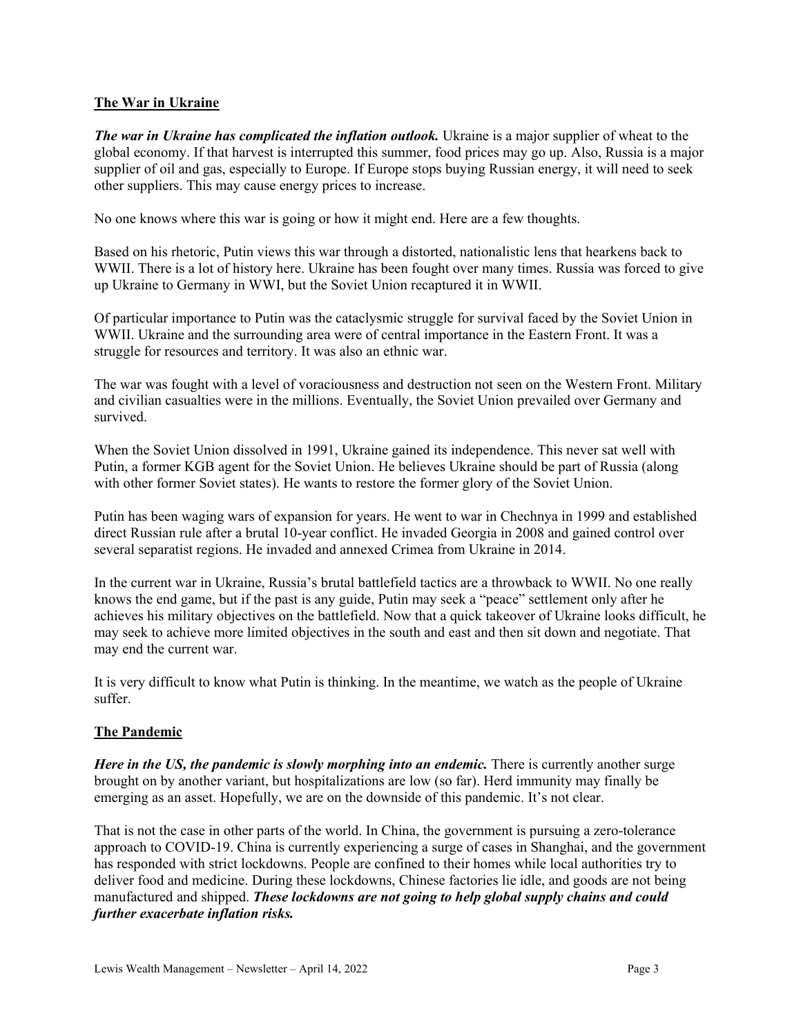## The War in Ukraine

***The war in Ukraine has complicated the inflation outlook.*** Ukraine is a major supplier of wheat to the global economy. If that harvest is interrupted this summer, food prices may go up. Also, Russia is a major supplier of oil and gas, especially to Europe. If Europe stops buying Russian energy, it will need to seek other suppliers. This may cause energy prices to increase.

No one knows where this war is going or how it might end. Here are a few thoughts.

Based on his rhetoric, Putin views this war through a distorted, nationalistic lens that hearkens back to WWII. There is a lot of history here. Ukraine has been fought over many times. Russia was forced to give up Ukraine to Germany in WWI, but the Soviet Union recaptured it in WWII.

Of particular importance to Putin was the cataclysmic struggle for survival faced by the Soviet Union in WWII. Ukraine and the surrounding area were of central importance in the Eastern Front. It was a struggle for resources and territory. It was also an ethnic war.

The war was fought with a level of voraciousness and destruction not seen on the Western Front. Military and civilian casualties were in the millions. Eventually, the Soviet Union prevailed over Germany and survived.

When the Soviet Union dissolved in 1991, Ukraine gained its independence. This never sat well with Putin, a former KGB agent for the Soviet Union. He believes Ukraine should be part of Russia (along with other former Soviet states). He wants to restore the former glory of the Soviet Union.

Putin has been waging wars of expansion for years. He went to war in Chechnya in 1999 and established direct Russian rule after a brutal 10-year conflict. He invaded Georgia in 2008 and gained control over several separatist regions. He invaded and annexed Crimea from Ukraine in 2014.

In the current war in Ukraine, Russia's brutal battlefield tactics are a throwback to WWII. No one really knows the end game, but if the past is any guide, Putin may seek a "peace" settlement only after he achieves his military objectives on the battlefield. Now that a quick takeover of Ukraine looks difficult, he may seek to achieve more limited objectives in the south and east and then sit down and negotiate. That may end the current war.

It is very difficult to know what Putin is thinking. In the meantime, we watch as the people of Ukraine suffer.

## The Pandemic

***Here in the US, the pandemic is slowly morphing into an endemic.*** There is currently another surge brought on by another variant, but hospitalizations are low (so far). Herd immunity may finally be emerging as an asset. Hopefully, we are on the downside of this pandemic. It's not clear.

That is not the case in other parts of the world. In China, the government is pursuing a zero-tolerance approach to COVID-19. China is currently experiencing a surge of cases in Shanghai, and the government has responded with strict lockdowns. People are confined to their homes while local authorities try to deliver food and medicine. During these lockdowns, Chinese factories lie idle, and goods are not being manufactured and shipped. ***These lockdowns are not going to help global supply chains and could further exacerbate inflation risks.***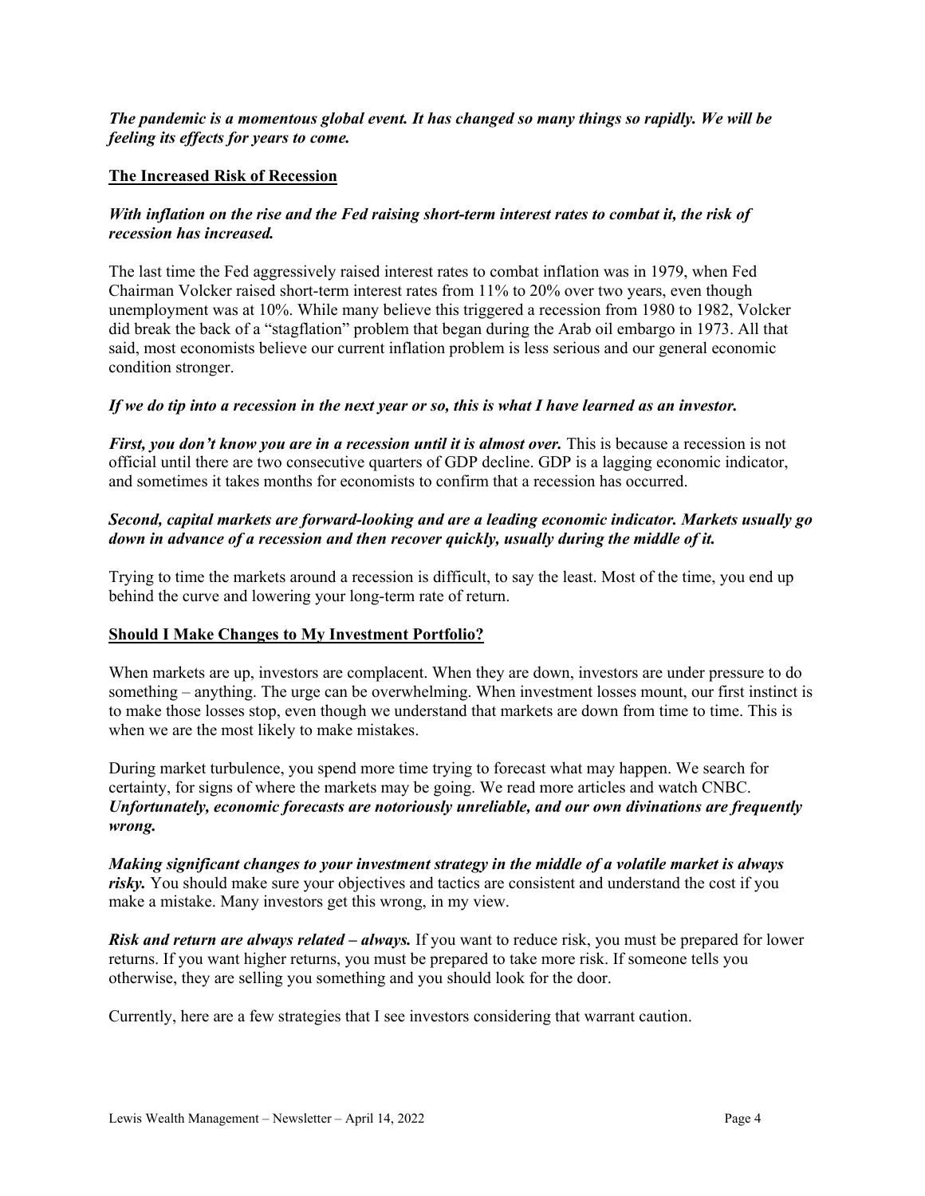***The pandemic is a momentous global event. It has changed so many things so rapidly. We will be feeling its effects for years to come.***

## The Increased Risk of Recession

***With inflation on the rise and the Fed raising short-term interest rates to combat it, the risk of recession has increased.***

The last time the Fed aggressively raised interest rates to combat inflation was in 1979, when Fed Chairman Volcker raised short-term interest rates from 11% to 20% over two years, even though unemployment was at 10%. While many believe this triggered a recession from 1980 to 1982, Volcker did break the back of a "stagflation" problem that began during the Arab oil embargo in 1973. All that said, most economists believe our current inflation problem is less serious and our general economic condition stronger.

***If we do tip into a recession in the next year or so, this is what I have learned as an investor.***

***First, you don't know you are in a recession until it is almost over.*** This is because a recession is not official until there are two consecutive quarters of GDP decline. GDP is a lagging economic indicator, and sometimes it takes months for economists to confirm that a recession has occurred.

***Second, capital markets are forward-looking and are a leading economic indicator. Markets usually go down in advance of a recession and then recover quickly, usually during the middle of it.***

Trying to time the markets around a recession is difficult, to say the least. Most of the time, you end up behind the curve and lowering your long-term rate of return.

## Should I Make Changes to My Investment Portfolio?

When markets are up, investors are complacent. When they are down, investors are under pressure to do something – anything. The urge can be overwhelming. When investment losses mount, our first instinct is to make those losses stop, even though we understand that markets are down from time to time. This is when we are the most likely to make mistakes.

During market turbulence, you spend more time trying to forecast what may happen. We search for certainty, for signs of where the markets may be going. We read more articles and watch CNBC. ***Unfortunately, economic forecasts are notoriously unreliable, and our own divinations are frequently wrong.***

***Making significant changes to your investment strategy in the middle of a volatile market is always risky.*** You should make sure your objectives and tactics are consistent and understand the cost if you make a mistake. Many investors get this wrong, in my view.

***Risk and return are always related – always.*** If you want to reduce risk, you must be prepared for lower returns. If you want higher returns, you must be prepared to take more risk. If someone tells you otherwise, they are selling you something and you should look for the door.

Currently, here are a few strategies that I see investors considering that warrant caution.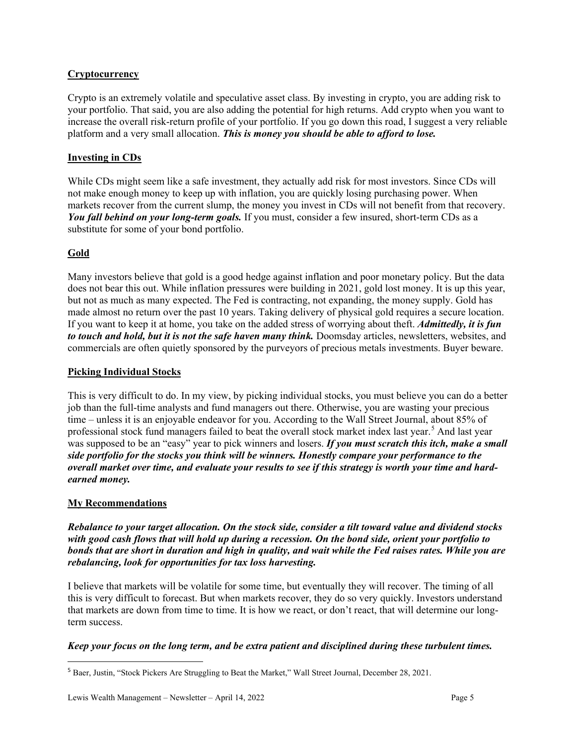## Cryptocurrency

Crypto is an extremely volatile and speculative asset class. By investing in crypto, you are adding risk to your portfolio. That said, you are also adding the potential for high returns. Add crypto when you want to increase the overall risk-return profile of your portfolio. If you go down this road, I suggest a very reliable platform and a very small allocation. ***This is money you should be able to afford to lose.***

## Investing in CDs

While CDs might seem like a safe investment, they actually add risk for most investors. Since CDs will not make enough money to keep up with inflation, you are quickly losing purchasing power. When markets recover from the current slump, the money you invest in CDs will not benefit from that recovery. ***You fall behind on your long-term goals.*** If you must, consider a few insured, short-term CDs as a substitute for some of your bond portfolio.

## Gold

Many investors believe that gold is a good hedge against inflation and poor monetary policy. But the data does not bear this out. While inflation pressures were building in 2021, gold lost money. It is up this year, but not as much as many expected. The Fed is contracting, not expanding, the money supply. Gold has made almost no return over the past 10 years. Taking delivery of physical gold requires a secure location. If you want to keep it at home, you take on the added stress of worrying about theft. ***Admittedly, it is fun to touch and hold, but it is not the safe haven many think.*** Doomsday articles, newsletters, websites, and commercials are often quietly sponsored by the purveyors of precious metals investments. Buyer beware.

## Picking Individual Stocks

This is very difficult to do. In my view, by picking individual stocks, you must believe you can do a better job than the full-time analysts and fund managers out there. Otherwise, you are wasting your precious time – unless it is an enjoyable endeavor for you. According to the Wall Street Journal, about 85% of professional stock fund managers failed to beat the overall stock market index last year.[5] And last year was supposed to be an "easy" year to pick winners and losers. ***If you must scratch this itch, make a small side portfolio for the stocks you think will be winners. Honestly compare your performance to the overall market over time, and evaluate your results to see if this strategy is worth your time and hard-earned money.***

## My Recommendations

***Rebalance to your target allocation. On the stock side, consider a tilt toward value and dividend stocks with good cash flows that will hold up during a recession. On the bond side, orient your portfolio to bonds that are short in duration and high in quality, and wait while the Fed raises rates. While you are rebalancing, look for opportunities for tax loss harvesting.***

I believe that markets will be volatile for some time, but eventually they will recover. The timing of all this is very difficult to forecast. But when markets recover, they do so very quickly. Investors understand that markets are down from time to time. It is how we react, or don't react, that will determine our long-term success.

***Keep your focus on the long term, and be extra patient and disciplined during these turbulent times.***

---

[5] Baer, Justin, "Stock Pickers Are Struggling to Beat the Market," Wall Street Journal, December 28, 2021.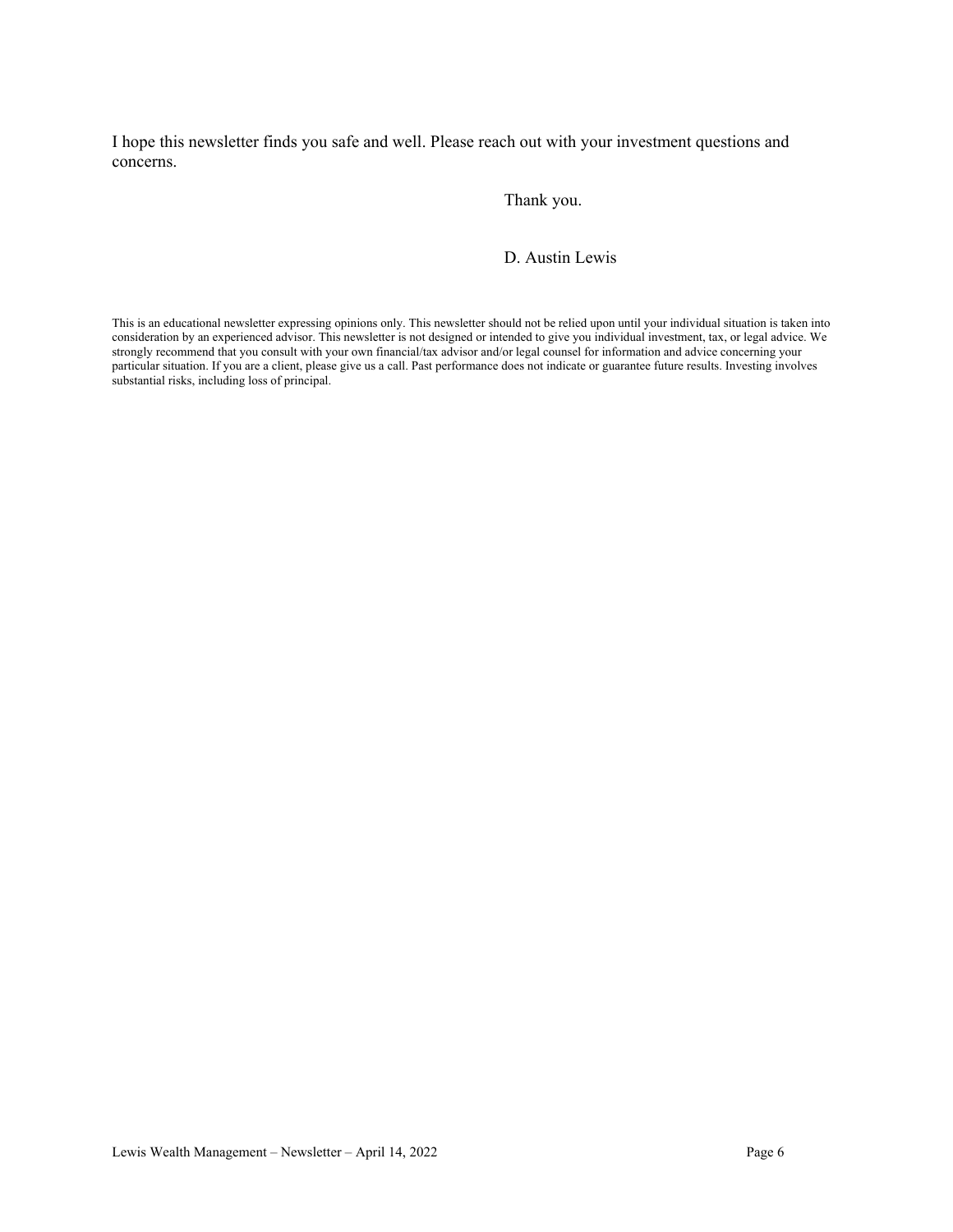I hope this newsletter finds you safe and well. Please reach out with your investment questions and concerns.

Thank you.

D. Austin Lewis

This is an educational newsletter expressing opinions only. This newsletter should not be relied upon until your individual situation is taken into consideration by an experienced advisor. This newsletter is not designed or intended to give you individual investment, tax, or legal advice. We strongly recommend that you consult with your own financial/tax advisor and/or legal counsel for information and advice concerning your particular situation. If you are a client, please give us a call. Past performance does not indicate or guarantee future results. Investing involves substantial risks, including loss of principal.